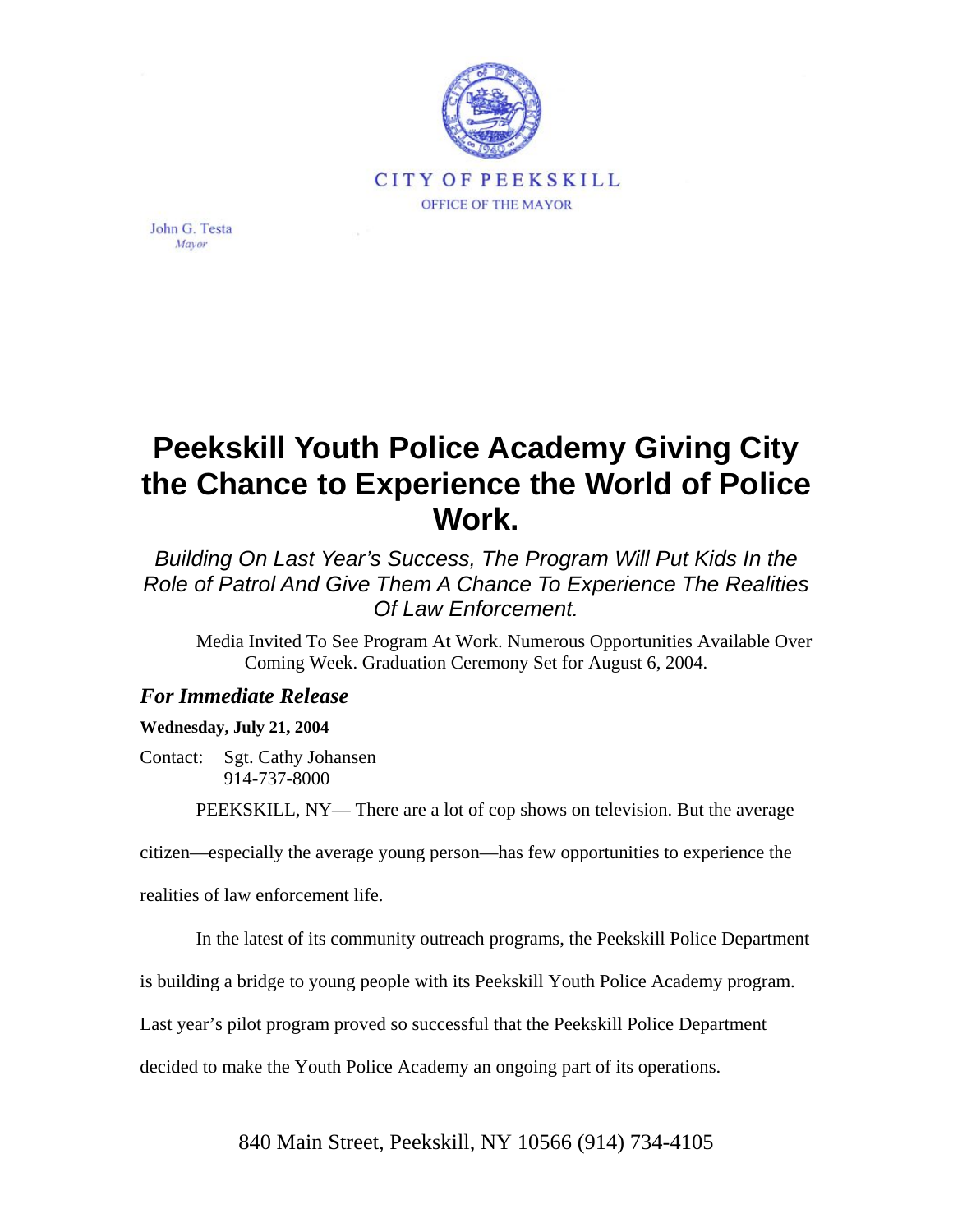CITY OF PEEKSKILL

OFFICE OF THE MAYOR

John G. Testa
*Mayor*

# Peekskill Youth Police Academy Giving City the Chance to Experience the World of Police Work.

*Building On Last Year's Success, The Program Will Put Kids In the Role of Patrol And Give Them A Chance To Experience The Realities Of Law Enforcement.*

Media Invited To See Program At Work. Numerous Opportunities Available Over Coming Week. Graduation Ceremony Set for August 6, 2004.

***For Immediate Release***

**Wednesday, July 21, 2004**

Contact: Sgt. Cathy Johansen
914-737-8000

PEEKSKILL, NY— There are a lot of cop shows on television. But the average citizen—especially the average young person—has few opportunities to experience the realities of law enforcement life.

In the latest of its community outreach programs, the Peekskill Police Department is building a bridge to young people with its Peekskill Youth Police Academy program. Last year's pilot program proved so successful that the Peekskill Police Department decided to make the Youth Police Academy an ongoing part of its operations.

840 Main Street, Peekskill, NY 10566 (914) 734-4105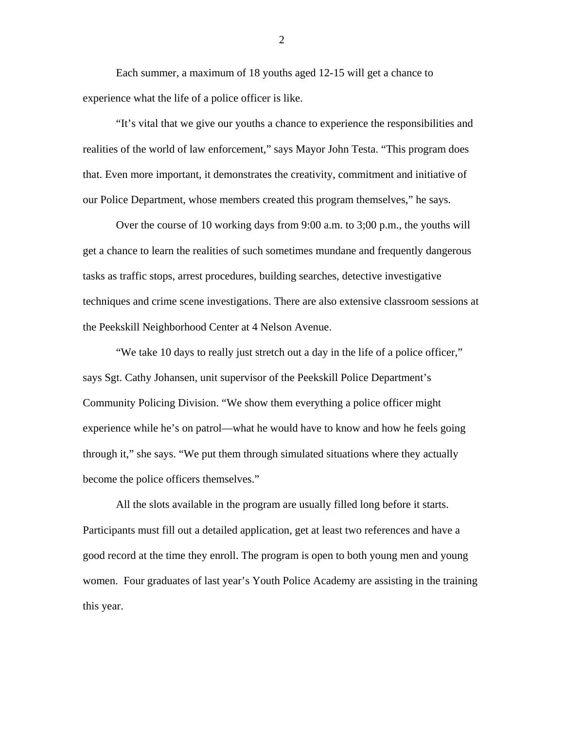Each summer, a maximum of 18 youths aged 12-15 will get a chance to experience what the life of a police officer is like.

"It's vital that we give our youths a chance to experience the responsibilities and realities of the world of law enforcement," says Mayor John Testa. "This program does that. Even more important, it demonstrates the creativity, commitment and initiative of our Police Department, whose members created this program themselves," he says.

Over the course of 10 working days from 9:00 a.m. to 3;00 p.m., the youths will get a chance to learn the realities of such sometimes mundane and frequently dangerous tasks as traffic stops, arrest procedures, building searches, detective investigative techniques and crime scene investigations. There are also extensive classroom sessions at the Peekskill Neighborhood Center at 4 Nelson Avenue.

"We take 10 days to really just stretch out a day in the life of a police officer," says Sgt. Cathy Johansen, unit supervisor of the Peekskill Police Department's Community Policing Division. "We show them everything a police officer might experience while he's on patrol—what he would have to know and how he feels going through it," she says. "We put them through simulated situations where they actually become the police officers themselves."

All the slots available in the program are usually filled long before it starts. Participants must fill out a detailed application, get at least two references and have a good record at the time they enroll. The program is open to both young men and young women. Four graduates of last year's Youth Police Academy are assisting in the training this year.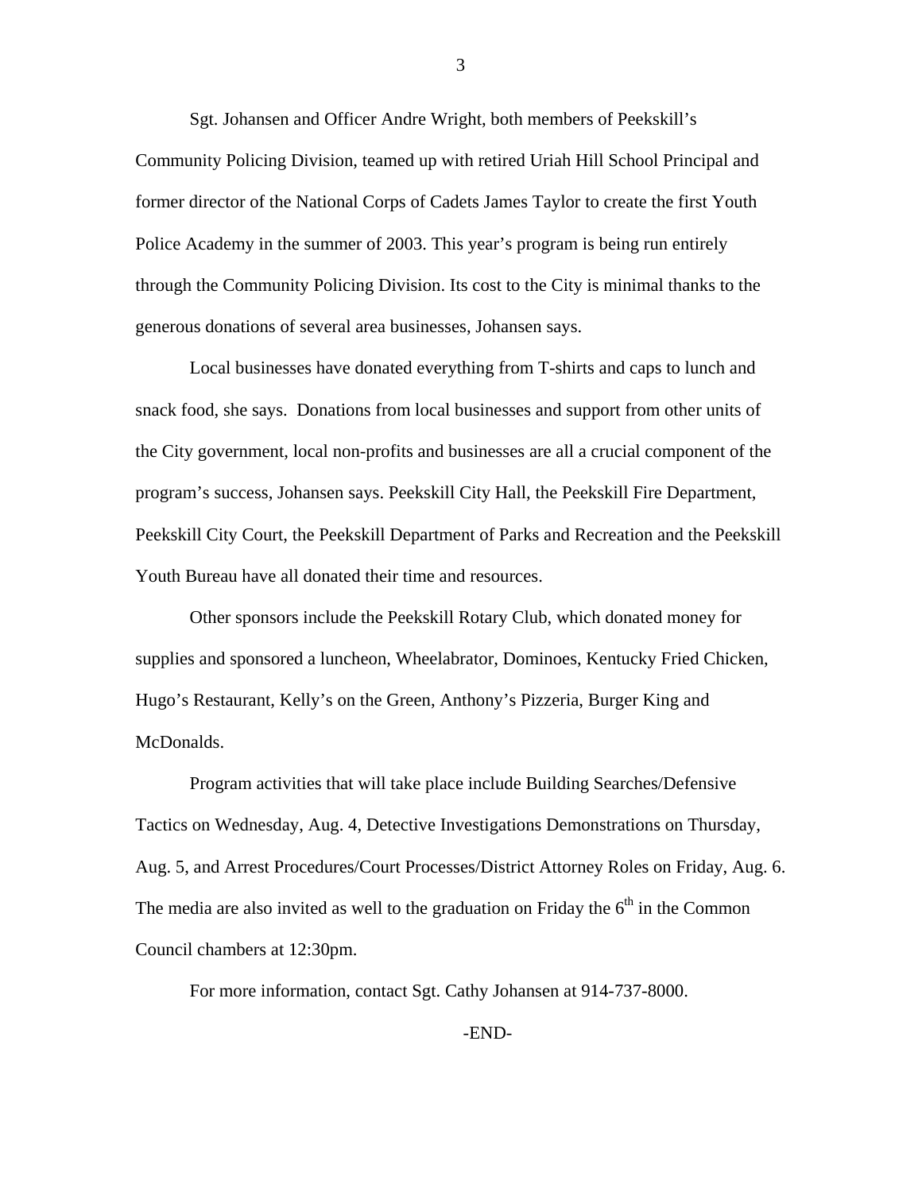Sgt. Johansen and Officer Andre Wright, both members of Peekskill's Community Policing Division, teamed up with retired Uriah Hill School Principal and former director of the National Corps of Cadets James Taylor to create the first Youth Police Academy in the summer of 2003. This year's program is being run entirely through the Community Policing Division. Its cost to the City is minimal thanks to the generous donations of several area businesses, Johansen says.

Local businesses have donated everything from T-shirts and caps to lunch and snack food, she says. Donations from local businesses and support from other units of the City government, local non-profits and businesses are all a crucial component of the program's success, Johansen says. Peekskill City Hall, the Peekskill Fire Department, Peekskill City Court, the Peekskill Department of Parks and Recreation and the Peekskill Youth Bureau have all donated their time and resources.

Other sponsors include the Peekskill Rotary Club, which donated money for supplies and sponsored a luncheon, Wheelabrator, Dominoes, Kentucky Fried Chicken, Hugo's Restaurant, Kelly's on the Green, Anthony's Pizzeria, Burger King and McDonalds.

Program activities that will take place include Building Searches/Defensive Tactics on Wednesday, Aug. 4, Detective Investigations Demonstrations on Thursday, Aug. 5, and Arrest Procedures/Court Processes/District Attorney Roles on Friday, Aug. 6. The media are also invited as well to the graduation on Friday the 6th in the Common Council chambers at 12:30pm.

For more information, contact Sgt. Cathy Johansen at 914-737-8000.

-END-